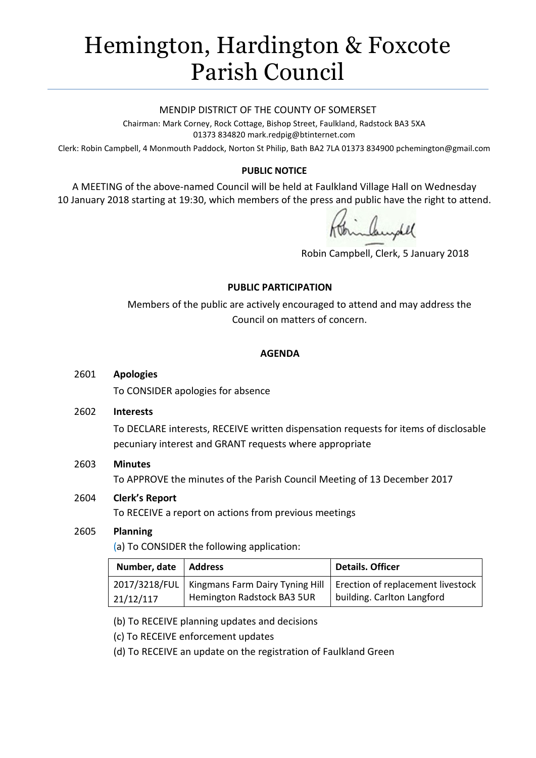# Hemington, Hardington & Foxcote Parish Council

MENDIP DISTRICT OF THE COUNTY OF SOMERSET

Chairman: Mark Corney, Rock Cottage, Bishop Street, Faulkland, Radstock BA3 5XA
01373 834820 mark.redpig@btinternet.com

Clerk: Robin Campbell, 4 Monmouth Paddock, Norton St Philip, Bath BA2 7LA 01373 834900 pchemington@gmail.com

**PUBLIC NOTICE**

A MEETING of the above-named Council will be held at Faulkland Village Hall on Wednesday 10 January 2018 starting at 19:30, which members of the press and public have the right to attend.

Robin Campbell, Clerk, 5 January 2018

**PUBLIC PARTICIPATION**

Members of the public are actively encouraged to attend and may address the Council on matters of concern.

**AGENDA**

2601 **Apologies**

To CONSIDER apologies for absence

2602 **Interests**

To DECLARE interests, RECEIVE written dispensation requests for items of disclosable pecuniary interest and GRANT requests where appropriate

2603 **Minutes**

To APPROVE the minutes of the Parish Council Meeting of 13 December 2017

2604 **Clerk's Report**

To RECEIVE a report on actions from previous meetings

2605 **Planning**

(a) To CONSIDER the following application:

| Number, date | Address | Details. Officer |
|---|---|---|
| 2017/3218/FUL 21/12/117 | Kingmans Farm Dairy Tyning Hill Hemington Radstock BA3 5UR | Erection of replacement livestock building. Carlton Langford |

(b) To RECEIVE planning updates and decisions

(c) To RECEIVE enforcement updates

(d) To RECEIVE an update on the registration of Faulkland Green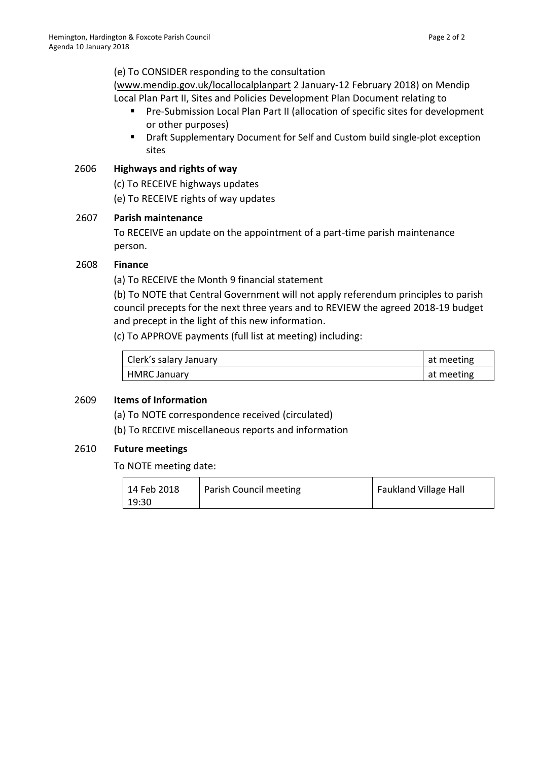(e) To CONSIDER responding to the consultation (www.mendip.gov.uk/locallocalplanpart 2 January-12 February 2018) on Mendip Local Plan Part II, Sites and Policies Development Plan Document relating to

- Pre-Submission Local Plan Part II (allocation of specific sites for development or other purposes)
- Draft Supplementary Document for Self and Custom build single-plot exception sites

2606 **Highways and rights of way**

(c) To RECEIVE highways updates

(e) To RECEIVE rights of way updates

2607 **Parish maintenance**

To RECEIVE an update on the appointment of a part-time parish maintenance person.

2608 **Finance**

(a) To RECEIVE the Month 9 financial statement

(b) To NOTE that Central Government will not apply referendum principles to parish council precepts for the next three years and to REVIEW the agreed 2018-19 budget and precept in the light of this new information.

(c) To APPROVE payments (full list at meeting) including:

| | |
|---|---|
| Clerk's salary January | at meeting |
| HMRC January | at meeting |

2609 **Items of Information**

(a) To NOTE correspondence received (circulated)

(b) To RECEIVE miscellaneous reports and information

2610 **Future meetings**

To NOTE meeting date:

| | | |
|---|---|---|
| 14 Feb 2018 19:30 | Parish Council meeting | Faukland Village Hall |